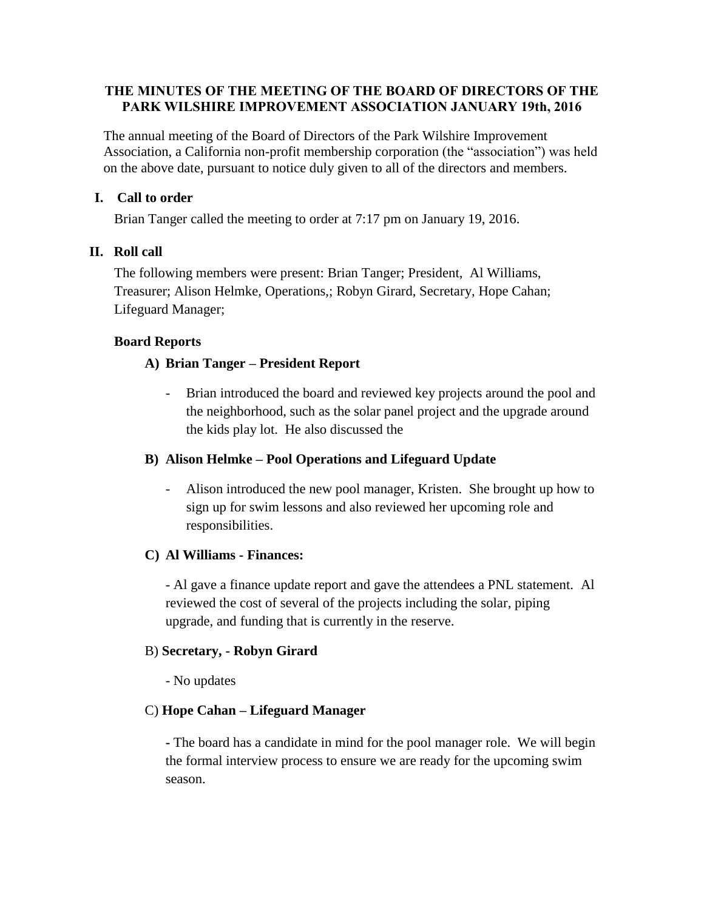# THE MINUTES OF THE MEETING OF THE BOARD OF DIRECTORS OF THE PARK WILSHIRE IMPROVEMENT ASSOCIATION JANUARY 19th, 2016

The annual meeting of the Board of Directors of the Park Wilshire Improvement Association, a California non-profit membership corporation (the "association") was held on the above date, pursuant to notice duly given to all of the directors and members.

## I. Call to order

Brian Tanger called the meeting to order at 7:17 pm on January 19, 2016.

## II. Roll call

The following members were present: Brian Tanger; President, Al Williams, Treasurer; Alison Helmke, Operations,; Robyn Girard, Secretary, Hope Cahan; Lifeguard Manager;

### Board Reports

#### A) Brian Tanger – President Report

- Brian introduced the board and reviewed key projects around the pool and the neighborhood, such as the solar panel project and the upgrade around the kids play lot. He also discussed the

#### B) Alison Helmke – Pool Operations and Lifeguard Update

- Alison introduced the new pool manager, Kristen. She brought up how to sign up for swim lessons and also reviewed her upcoming role and responsibilities.

#### C) Al Williams - Finances:

- Al gave a finance update report and gave the attendees a PNL statement. Al reviewed the cost of several of the projects including the solar, piping upgrade, and funding that is currently in the reserve.

#### B) Secretary, - Robyn Girard

- No updates

#### C) Hope Cahan – Lifeguard Manager

- The board has a candidate in mind for the pool manager role. We will begin the formal interview process to ensure we are ready for the upcoming swim season.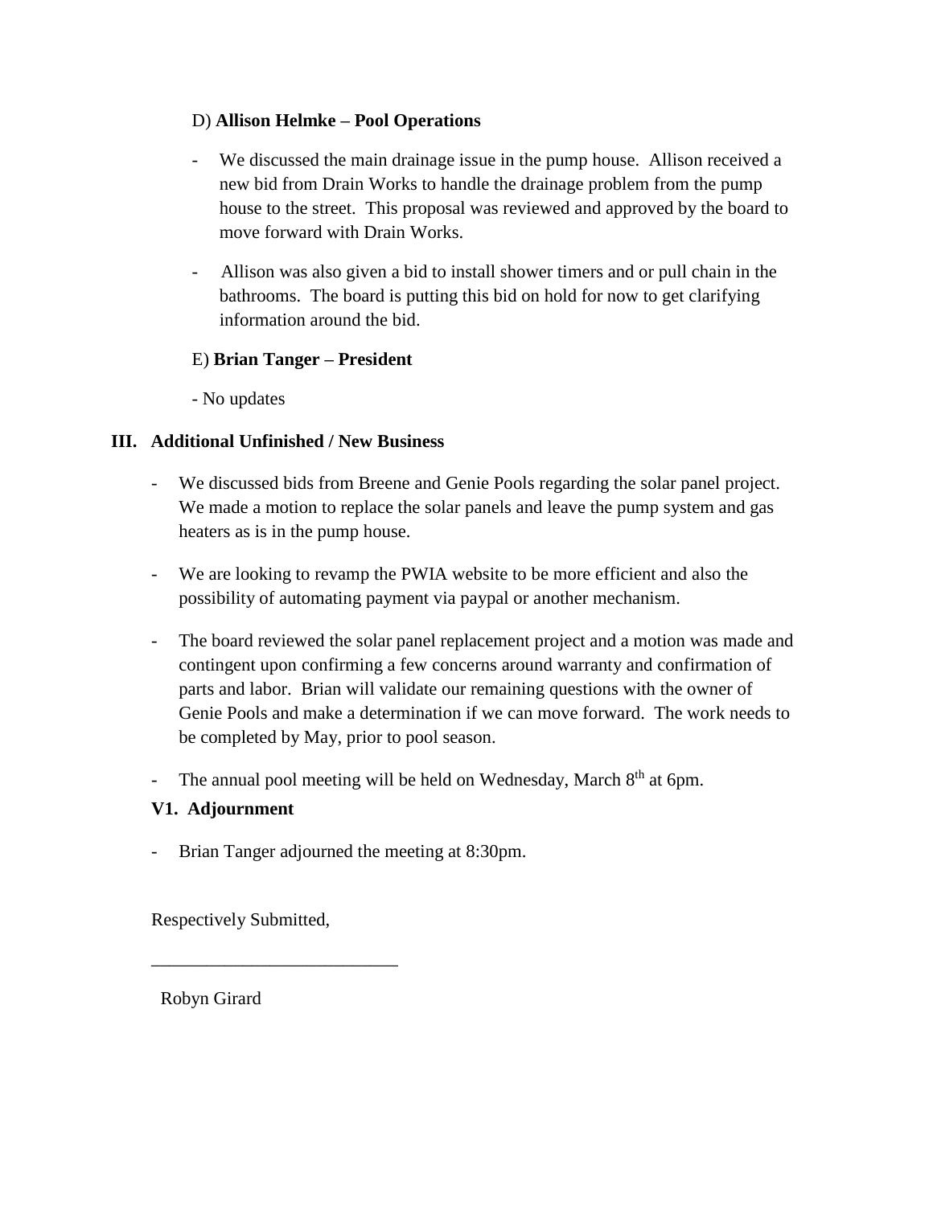D) **Allison Helmke – Pool Operations**

- We discussed the main drainage issue in the pump house. Allison received a new bid from Drain Works to handle the drainage problem from the pump house to the street. This proposal was reviewed and approved by the board to move forward with Drain Works.

- Allison was also given a bid to install shower timers and or pull chain in the bathrooms. The board is putting this bid on hold for now to get clarifying information around the bid.

E) **Brian Tanger – President**

- No updates

**III. Additional Unfinished / New Business**

- We discussed bids from Breene and Genie Pools regarding the solar panel project. We made a motion to replace the solar panels and leave the pump system and gas heaters as is in the pump house.

- We are looking to revamp the PWIA website to be more efficient and also the possibility of automating payment via paypal or another mechanism.

- The board reviewed the solar panel replacement project and a motion was made and contingent upon confirming a few concerns around warranty and confirmation of parts and labor. Brian will validate our remaining questions with the owner of Genie Pools and make a determination if we can move forward. The work needs to be completed by May, prior to pool season.

- The annual pool meeting will be held on Wednesday, March 8th at 6pm.

**V1. Adjournment**

- Brian Tanger adjourned the meeting at 8:30pm.

Respectively Submitted,

___________________________

Robyn Girard